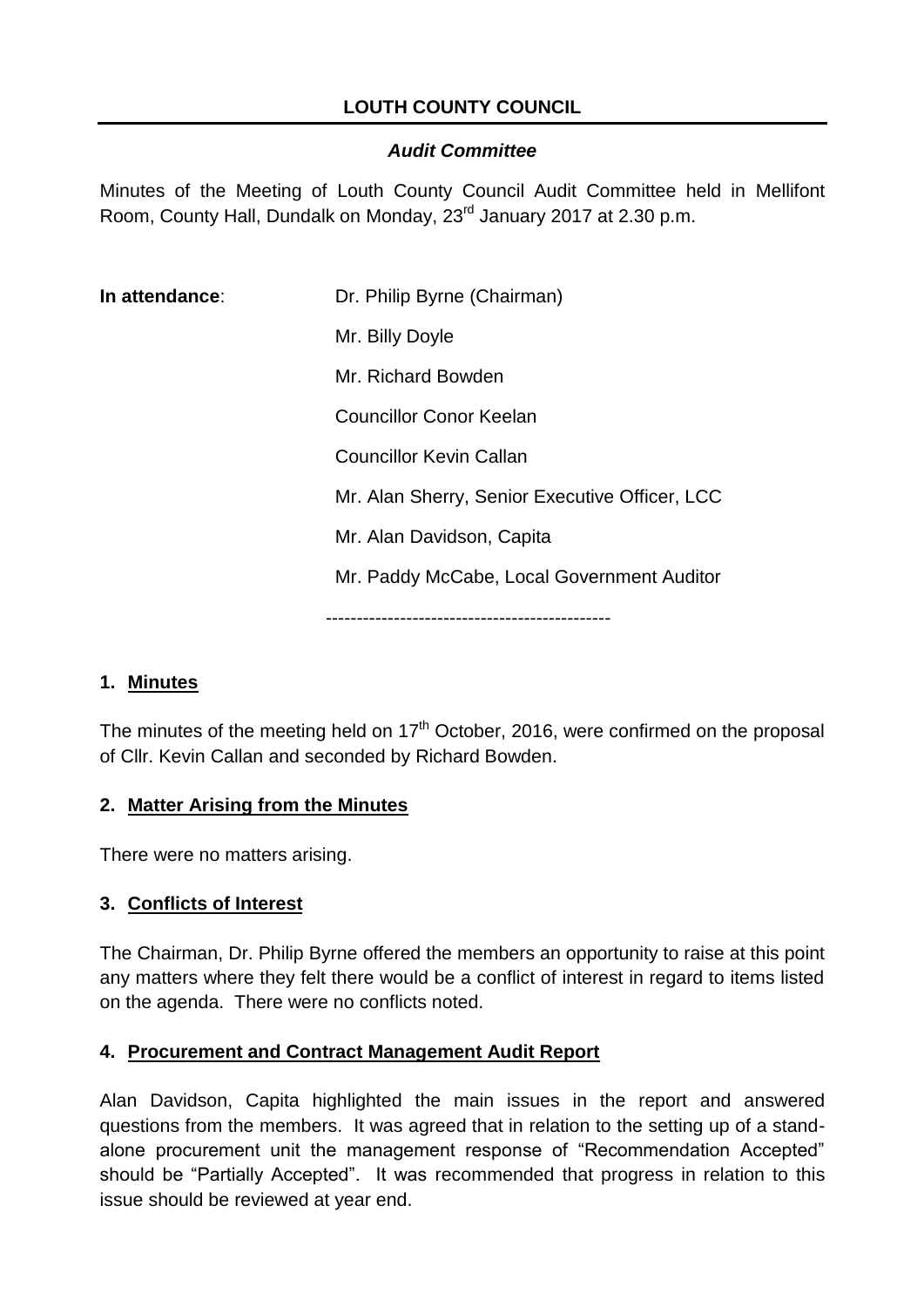# LOUTH COUNTY COUNCIL

## *Audit Committee*

Minutes of the Meeting of Louth County Council Audit Committee held in Mellifont Room, County Hall, Dundalk on Monday, 23rd January 2017 at 2.30 p.m.

**In attendance**:

- Dr. Philip Byrne (Chairman)
- Mr. Billy Doyle
- Mr. Richard Bowden
- Councillor Conor Keelan
- Councillor Kevin Callan
- Mr. Alan Sherry, Senior Executive Officer, LCC
- Mr. Alan Davidson, Capita
- Mr. Paddy McCabe, Local Government Auditor

----------------------------------------------

### 1. Minutes

The minutes of the meeting held on 17th October, 2016, were confirmed on the proposal of Cllr. Kevin Callan and seconded by Richard Bowden.

### 2. Matter Arising from the Minutes

There were no matters arising.

### 3. Conflicts of Interest

The Chairman, Dr. Philip Byrne offered the members an opportunity to raise at this point any matters where they felt there would be a conflict of interest in regard to items listed on the agenda. There were no conflicts noted.

### 4. Procurement and Contract Management Audit Report

Alan Davidson, Capita highlighted the main issues in the report and answered questions from the members. It was agreed that in relation to the setting up of a stand-alone procurement unit the management response of "Recommendation Accepted" should be "Partially Accepted". It was recommended that progress in relation to this issue should be reviewed at year end.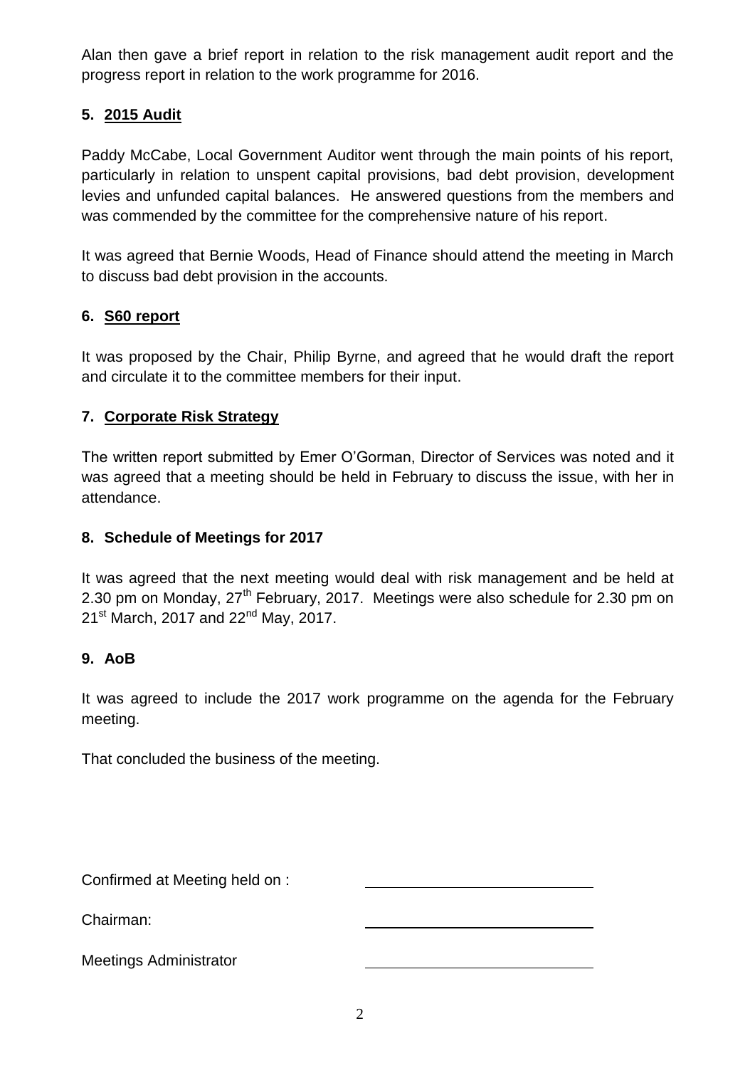Alan then gave a brief report in relation to the risk management audit report and the progress report in relation to the work programme for 2016.

## 5. 2015 Audit

Paddy McCabe, Local Government Auditor went through the main points of his report, particularly in relation to unspent capital provisions, bad debt provision, development levies and unfunded capital balances. He answered questions from the members and was commended by the committee for the comprehensive nature of his report.

It was agreed that Bernie Woods, Head of Finance should attend the meeting in March to discuss bad debt provision in the accounts.

## 6. S60 report

It was proposed by the Chair, Philip Byrne, and agreed that he would draft the report and circulate it to the committee members for their input.

## 7. Corporate Risk Strategy

The written report submitted by Emer O'Gorman, Director of Services was noted and it was agreed that a meeting should be held in February to discuss the issue, with her in attendance.

## 8. Schedule of Meetings for 2017

It was agreed that the next meeting would deal with risk management and be held at 2.30 pm on Monday, 27th February, 2017. Meetings were also schedule for 2.30 pm on 21st March, 2017 and 22nd May, 2017.

## 9. AoB

It was agreed to include the 2017 work programme on the agenda for the February meeting.

That concluded the business of the meeting.

Confirmed at Meeting held on : ____________________

Chairman: ____________________

Meetings Administrator ____________________